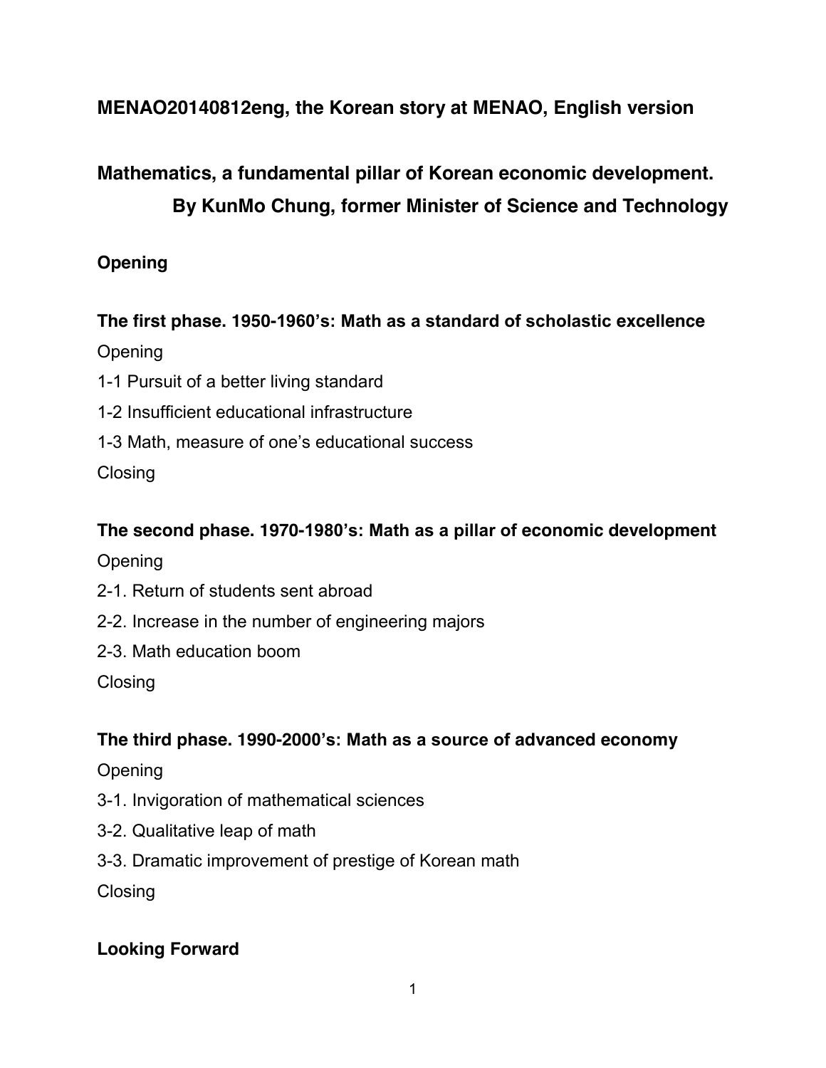**MENAO20140812eng, the Korean story at MENAO, English version**

# Mathematics, a fundamental pillar of Korean economic development.

**By KunMo Chung, former Minister of Science and Technology**

## Opening

## The first phase. 1950-1960's: Math as a standard of scholastic excellence

Opening

1-1 Pursuit of a better living standard

1-2 Insufficient educational infrastructure

1-3 Math, measure of one's educational success

Closing

## The second phase. 1970-1980's: Math as a pillar of economic development

Opening

2-1. Return of students sent abroad

2-2. Increase in the number of engineering majors

2-3. Math education boom

Closing

## The third phase. 1990-2000's: Math as a source of advanced economy

Opening

3-1. Invigoration of mathematical sciences

3-2. Qualitative leap of math

3-3. Dramatic improvement of prestige of Korean math

Closing

## Looking Forward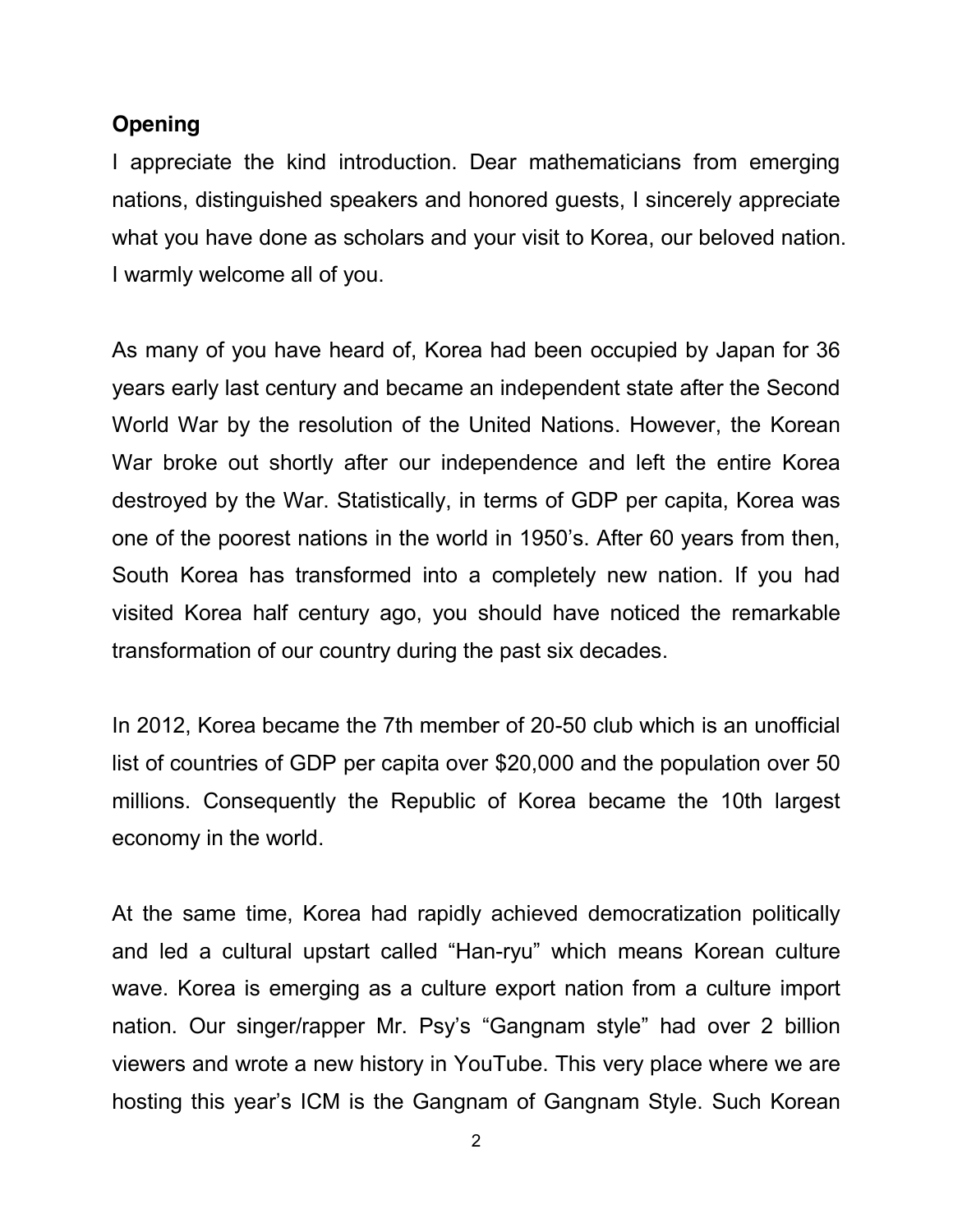## Opening

I appreciate the kind introduction. Dear mathematicians from emerging nations, distinguished speakers and honored guests, I sincerely appreciate what you have done as scholars and your visit to Korea, our beloved nation. I warmly welcome all of you.

As many of you have heard of, Korea had been occupied by Japan for 36 years early last century and became an independent state after the Second World War by the resolution of the United Nations. However, the Korean War broke out shortly after our independence and left the entire Korea destroyed by the War. Statistically, in terms of GDP per capita, Korea was one of the poorest nations in the world in 1950's. After 60 years from then, South Korea has transformed into a completely new nation. If you had visited Korea half century ago, you should have noticed the remarkable transformation of our country during the past six decades.

In 2012, Korea became the 7th member of 20-50 club which is an unofficial list of countries of GDP per capita over $20,000 and the population over 50 millions. Consequently the Republic of Korea became the 10th largest economy in the world.

At the same time, Korea had rapidly achieved democratization politically and led a cultural upstart called "Han-ryu" which means Korean culture wave. Korea is emerging as a culture export nation from a culture import nation. Our singer/rapper Mr. Psy's "Gangnam style" had over 2 billion viewers and wrote a new history in YouTube. This very place where we are hosting this year's ICM is the Gangnam of Gangnam Style. Such Korean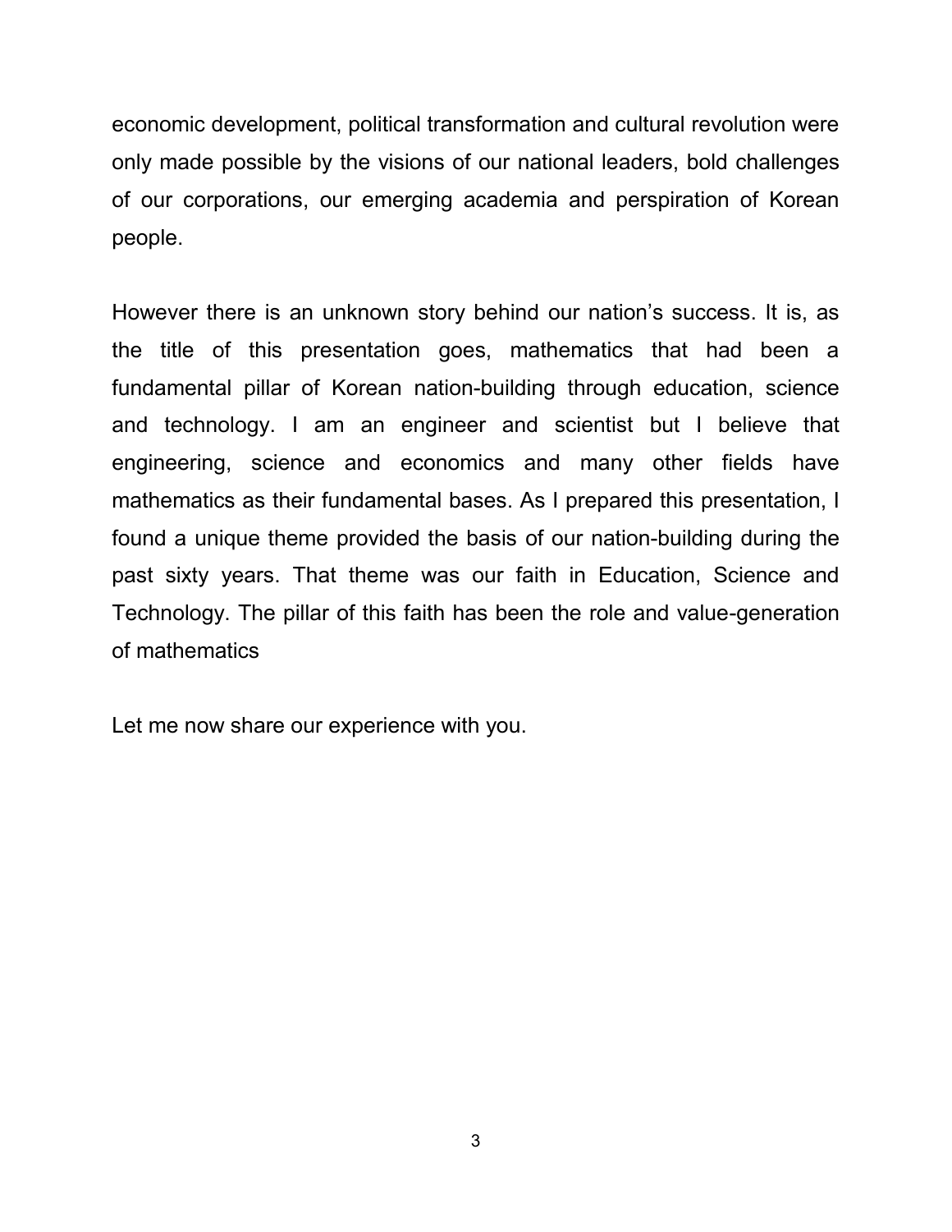economic development, political transformation and cultural revolution were only made possible by the visions of our national leaders, bold challenges of our corporations, our emerging academia and perspiration of Korean people.

However there is an unknown story behind our nation's success. It is, as the title of this presentation goes, mathematics that had been a fundamental pillar of Korean nation-building through education, science and technology. I am an engineer and scientist but I believe that engineering, science and economics and many other fields have mathematics as their fundamental bases. As I prepared this presentation, I found a unique theme provided the basis of our nation-building during the past sixty years. That theme was our faith in Education, Science and Technology. The pillar of this faith has been the role and value-generation of mathematics

Let me now share our experience with you.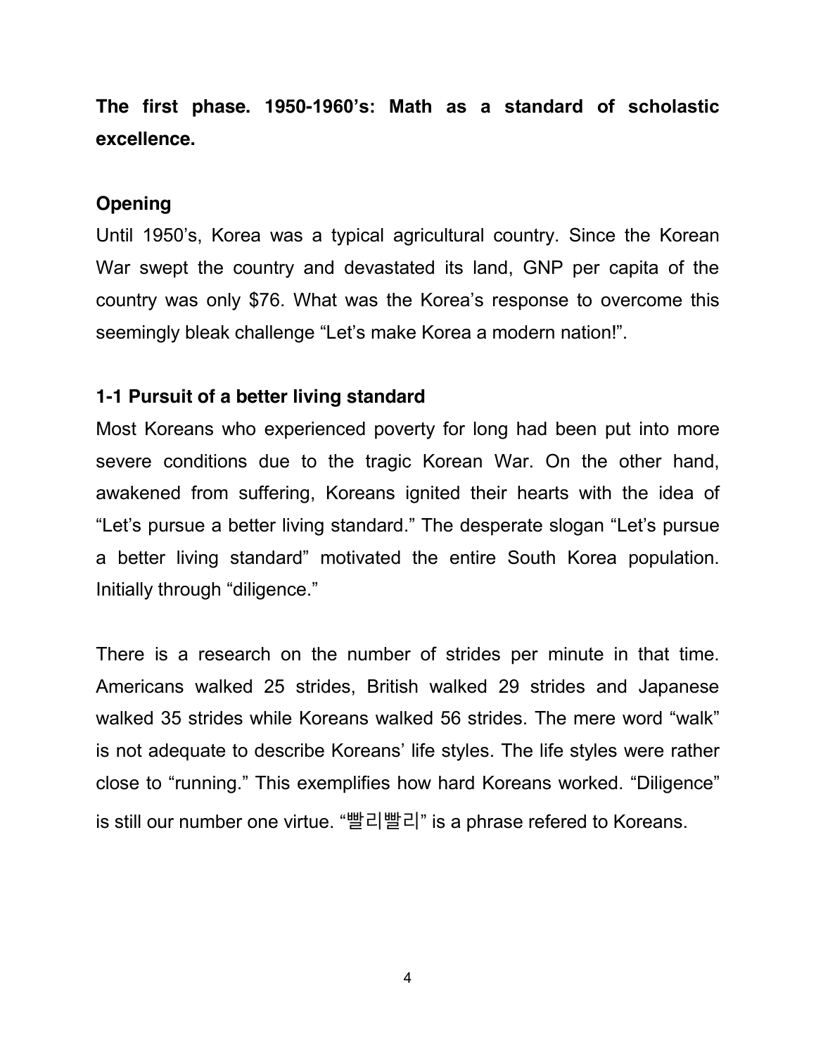## The first phase. 1950-1960's: Math as a standard of scholastic excellence.

### Opening

Until 1950's, Korea was a typical agricultural country. Since the Korean War swept the country and devastated its land, GNP per capita of the country was only $76. What was the Korea's response to overcome this seemingly bleak challenge "Let's make Korea a modern nation!".

### 1-1 Pursuit of a better living standard

Most Koreans who experienced poverty for long had been put into more severe conditions due to the tragic Korean War. On the other hand, awakened from suffering, Koreans ignited their hearts with the idea of "Let's pursue a better living standard." The desperate slogan "Let's pursue a better living standard" motivated the entire South Korea population. Initially through "diligence."

There is a research on the number of strides per minute in that time. Americans walked 25 strides, British walked 29 strides and Japanese walked 35 strides while Koreans walked 56 strides. The mere word "walk" is not adequate to describe Koreans' life styles. The life styles were rather close to "running." This exemplifies how hard Koreans worked. "Diligence" is still our number one virtue. "빨리빨리" is a phrase refered to Koreans.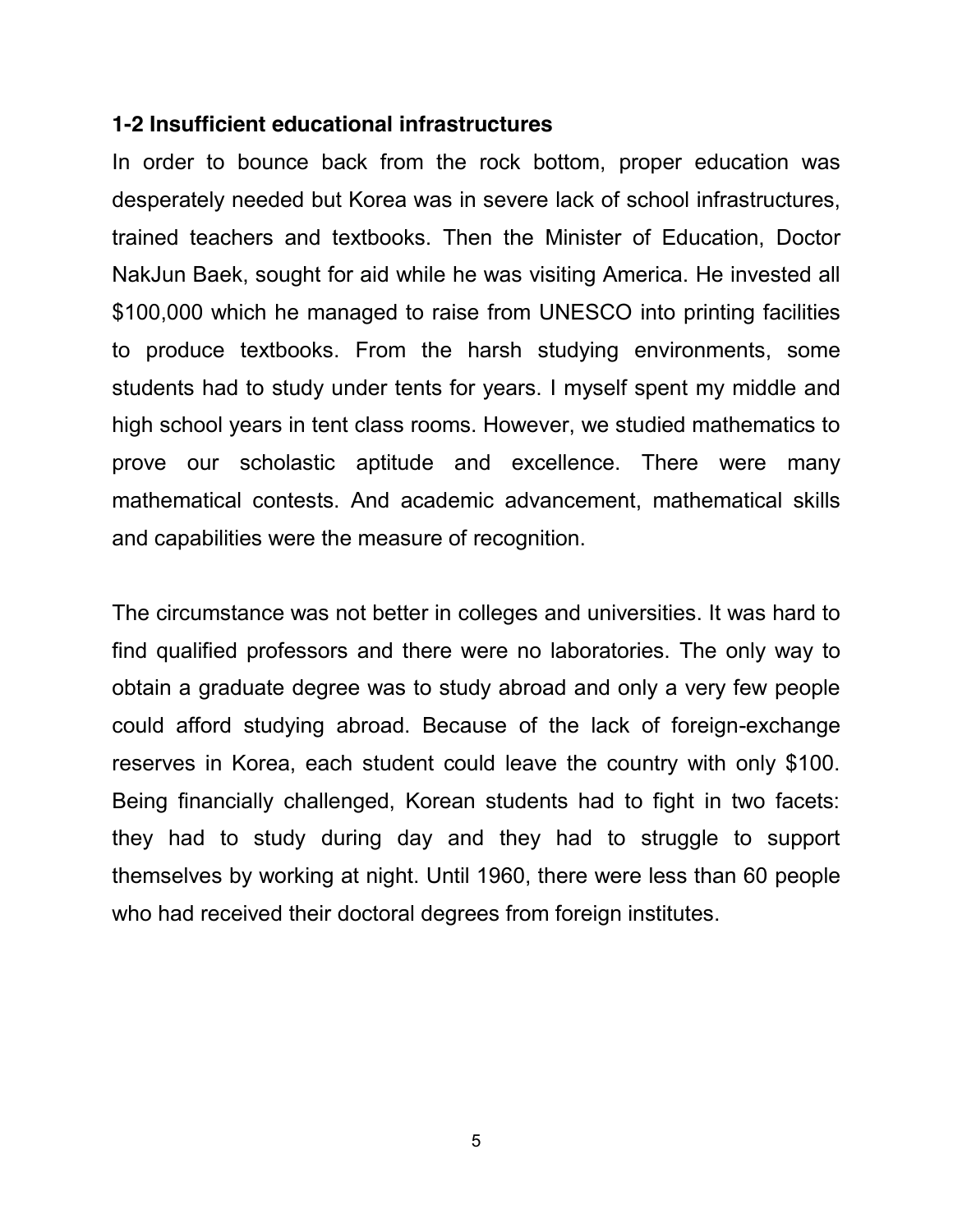### 1-2 Insufficient educational infrastructures

In order to bounce back from the rock bottom, proper education was desperately needed but Korea was in severe lack of school infrastructures, trained teachers and textbooks. Then the Minister of Education, Doctor NakJun Baek, sought for aid while he was visiting America. He invested all $100,000 which he managed to raise from UNESCO into printing facilities to produce textbooks. From the harsh studying environments, some students had to study under tents for years. I myself spent my middle and high school years in tent class rooms. However, we studied mathematics to prove our scholastic aptitude and excellence. There were many mathematical contests. And academic advancement, mathematical skills and capabilities were the measure of recognition.

The circumstance was not better in colleges and universities. It was hard to find qualified professors and there were no laboratories. The only way to obtain a graduate degree was to study abroad and only a very few people could afford studying abroad. Because of the lack of foreign-exchange reserves in Korea, each student could leave the country with only $100. Being financially challenged, Korean students had to fight in two facets: they had to study during day and they had to struggle to support themselves by working at night. Until 1960, there were less than 60 people who had received their doctoral degrees from foreign institutes.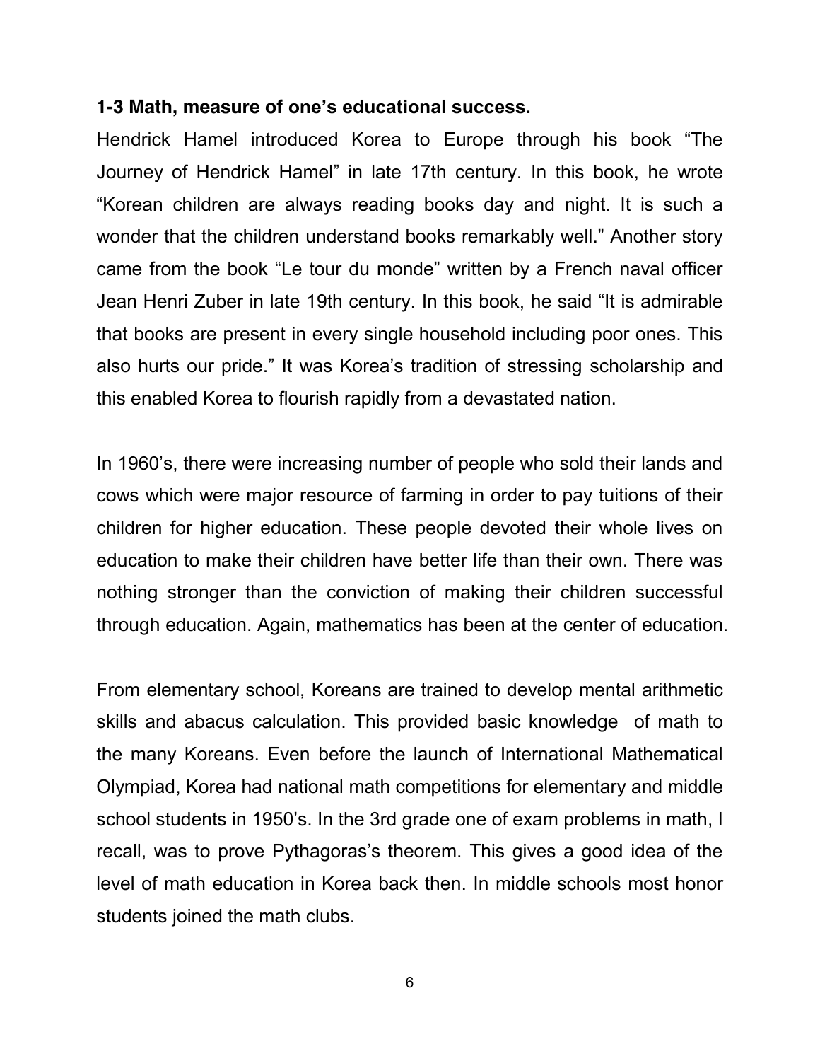**1-3 Math, measure of one's educational success.**

Hendrick Hamel introduced Korea to Europe through his book "The Journey of Hendrick Hamel" in late 17th century. In this book, he wrote "Korean children are always reading books day and night. It is such a wonder that the children understand books remarkably well." Another story came from the book "Le tour du monde" written by a French naval officer Jean Henri Zuber in late 19th century. In this book, he said "It is admirable that books are present in every single household including poor ones. This also hurts our pride." It was Korea's tradition of stressing scholarship and this enabled Korea to flourish rapidly from a devastated nation.

In 1960's, there were increasing number of people who sold their lands and cows which were major resource of farming in order to pay tuitions of their children for higher education. These people devoted their whole lives on education to make their children have better life than their own. There was nothing stronger than the conviction of making their children successful through education. Again, mathematics has been at the center of education.

From elementary school, Koreans are trained to develop mental arithmetic skills and abacus calculation. This provided basic knowledge of math to the many Koreans. Even before the launch of International Mathematical Olympiad, Korea had national math competitions for elementary and middle school students in 1950's. In the 3rd grade one of exam problems in math, I recall, was to prove Pythagoras's theorem. This gives a good idea of the level of math education in Korea back then. In middle schools most honor students joined the math clubs.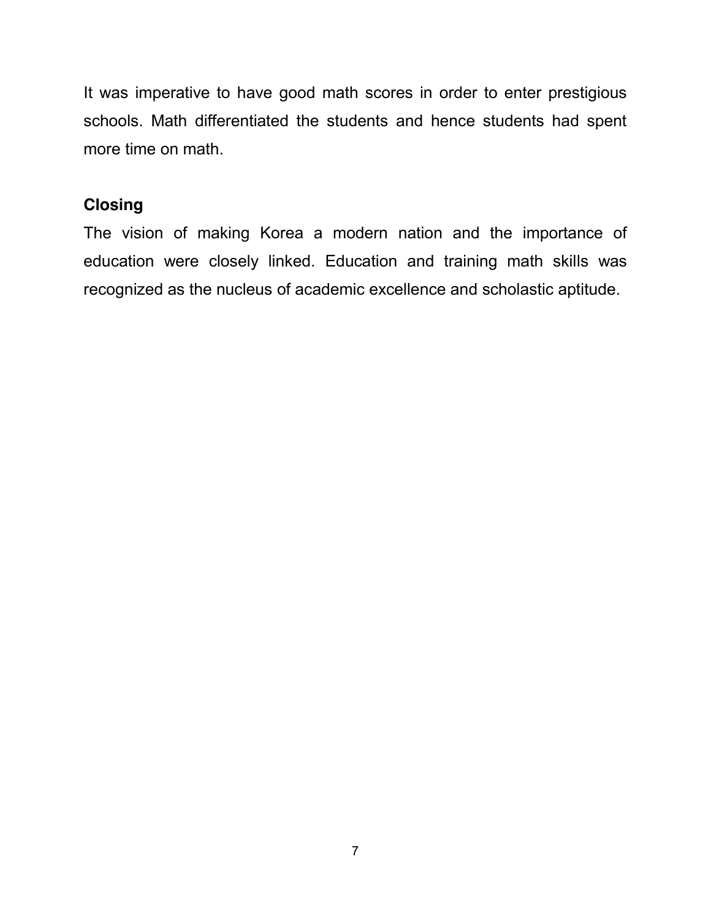It was imperative to have good math scores in order to enter prestigious schools. Math differentiated the students and hence students had spent more time on math.

## Closing

The vision of making Korea a modern nation and the importance of education were closely linked. Education and training math skills was recognized as the nucleus of academic excellence and scholastic aptitude.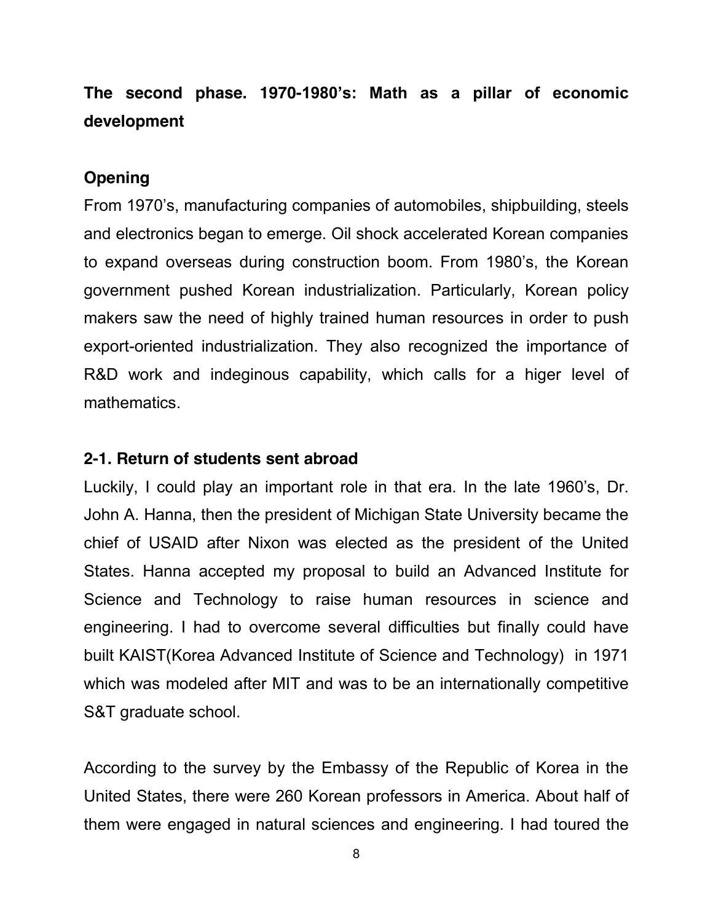**The second phase. 1970-1980's: Math as a pillar of economic development**

**Opening**

From 1970's, manufacturing companies of automobiles, shipbuilding, steels and electronics began to emerge. Oil shock accelerated Korean companies to expand overseas during construction boom. From 1980's, the Korean government pushed Korean industrialization. Particularly, Korean policy makers saw the need of highly trained human resources in order to push export-oriented industrialization. They also recognized the importance of R&D work and indeginous capability, which calls for a higer level of mathematics.

**2-1. Return of students sent abroad**

Luckily, I could play an important role in that era. In the late 1960's, Dr. John A. Hanna, then the president of Michigan State University became the chief of USAID after Nixon was elected as the president of the United States. Hanna accepted my proposal to build an Advanced Institute for Science and Technology to raise human resources in science and engineering. I had to overcome several difficulties but finally could have built KAIST(Korea Advanced Institute of Science and Technology) in 1971 which was modeled after MIT and was to be an internationally competitive S&T graduate school.

According to the survey by the Embassy of the Republic of Korea in the United States, there were 260 Korean professors in America. About half of them were engaged in natural sciences and engineering. I had toured the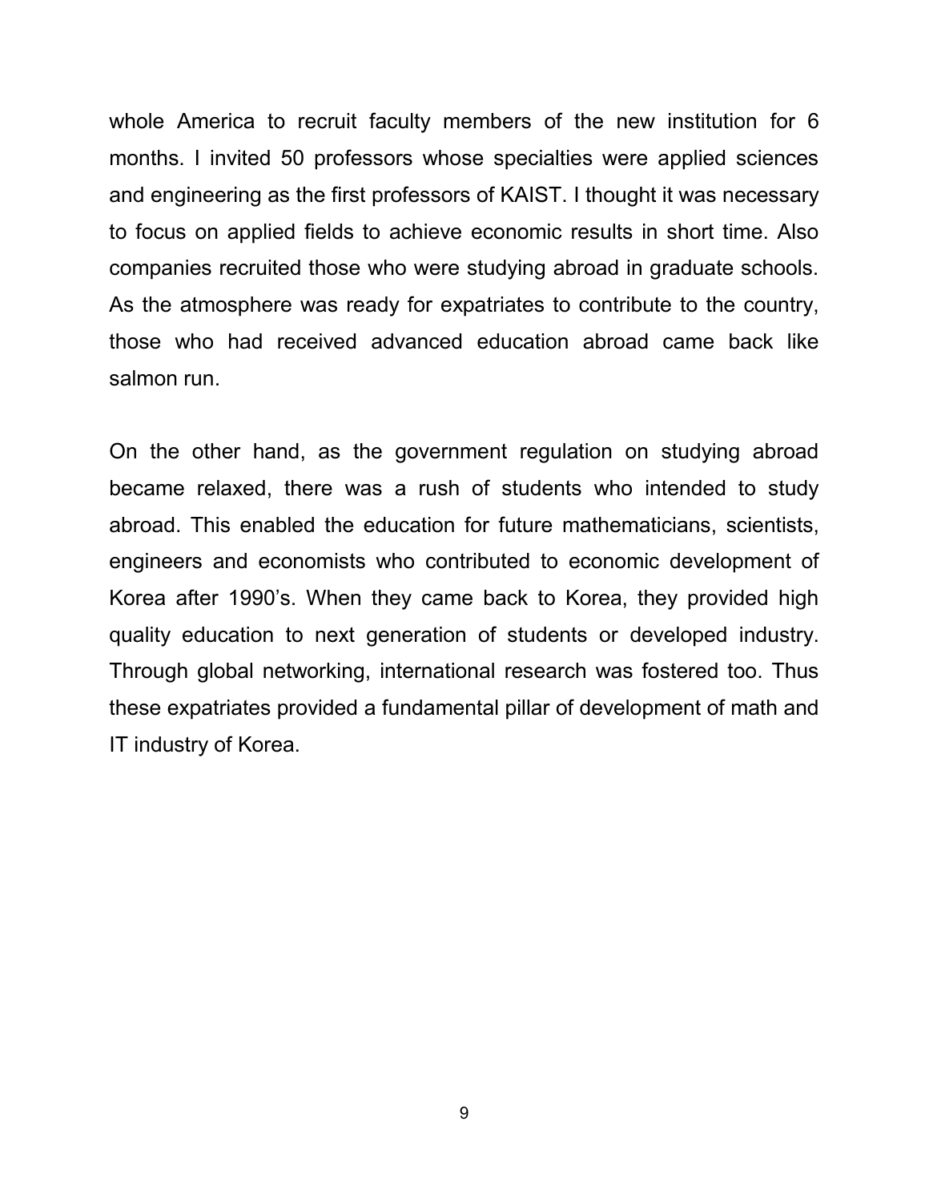whole America to recruit faculty members of the new institution for 6 months. I invited 50 professors whose specialties were applied sciences and engineering as the first professors of KAIST. I thought it was necessary to focus on applied fields to achieve economic results in short time. Also companies recruited those who were studying abroad in graduate schools. As the atmosphere was ready for expatriates to contribute to the country, those who had received advanced education abroad came back like salmon run.

On the other hand, as the government regulation on studying abroad became relaxed, there was a rush of students who intended to study abroad. This enabled the education for future mathematicians, scientists, engineers and economists who contributed to economic development of Korea after 1990's. When they came back to Korea, they provided high quality education to next generation of students or developed industry. Through global networking, international research was fostered too. Thus these expatriates provided a fundamental pillar of development of math and IT industry of Korea.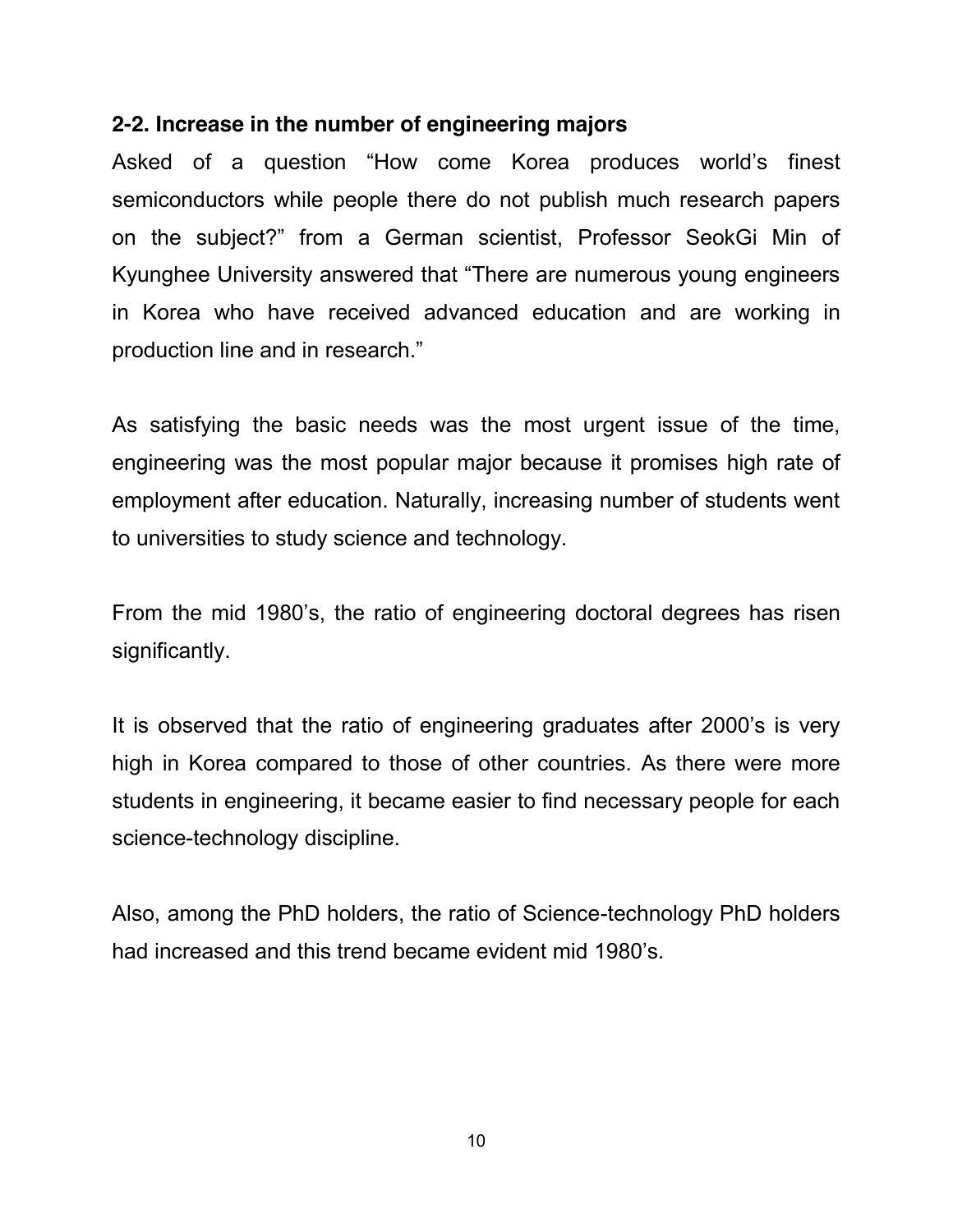### 2-2. Increase in the number of engineering majors

Asked of a question "How come Korea produces world's finest semiconductors while people there do not publish much research papers on the subject?" from a German scientist, Professor SeokGi Min of Kyunghee University answered that "There are numerous young engineers in Korea who have received advanced education and are working in production line and in research."

As satisfying the basic needs was the most urgent issue of the time, engineering was the most popular major because it promises high rate of employment after education. Naturally, increasing number of students went to universities to study science and technology.

From the mid 1980's, the ratio of engineering doctoral degrees has risen significantly.

It is observed that the ratio of engineering graduates after 2000's is very high in Korea compared to those of other countries. As there were more students in engineering, it became easier to find necessary people for each science-technology discipline.

Also, among the PhD holders, the ratio of Science-technology PhD holders had increased and this trend became evident mid 1980's.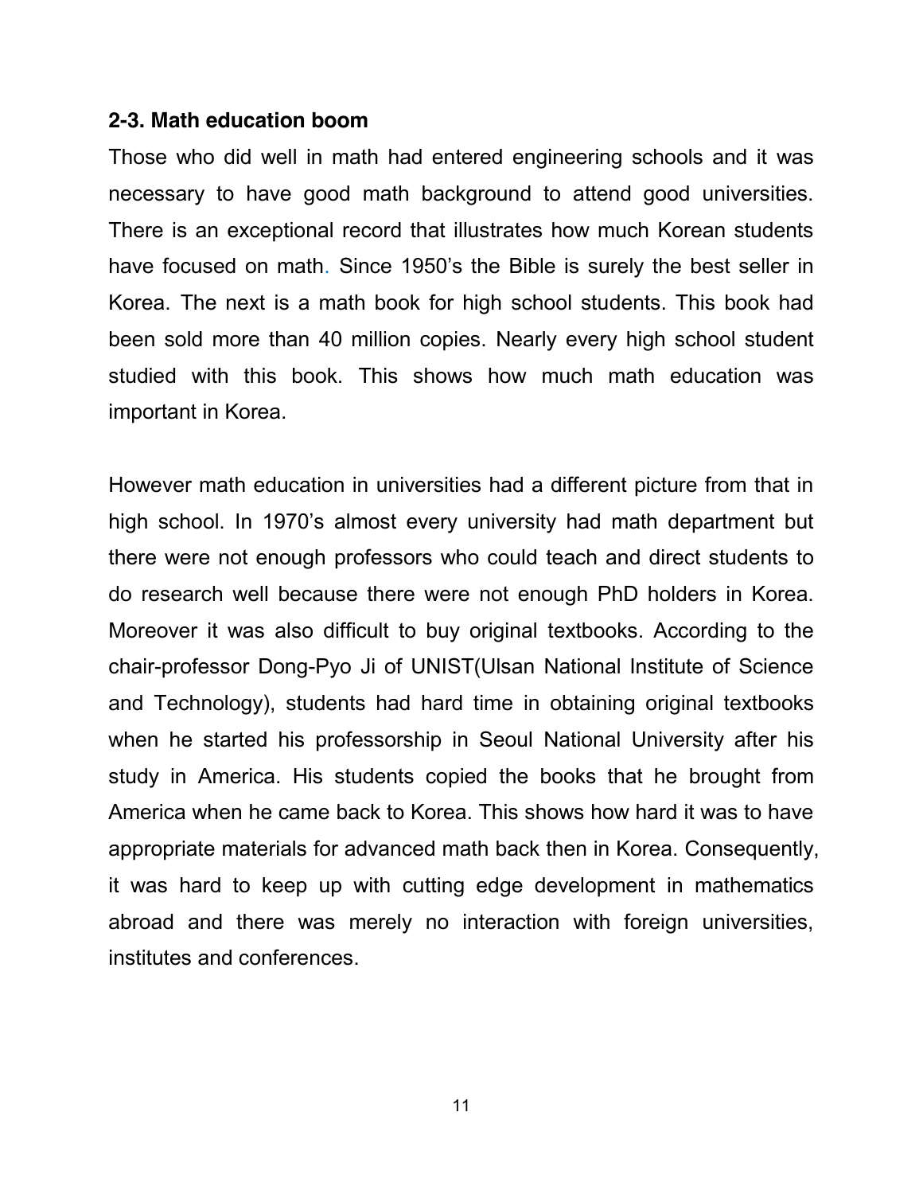### 2-3. Math education boom

Those who did well in math had entered engineering schools and it was necessary to have good math background to attend good universities. There is an exceptional record that illustrates how much Korean students have focused on math. Since 1950's the Bible is surely the best seller in Korea. The next is a math book for high school students. This book had been sold more than 40 million copies. Nearly every high school student studied with this book. This shows how much math education was important in Korea.

However math education in universities had a different picture from that in high school. In 1970's almost every university had math department but there were not enough professors who could teach and direct students to do research well because there were not enough PhD holders in Korea. Moreover it was also difficult to buy original textbooks. According to the chair-professor Dong-Pyo Ji of UNIST(Ulsan National Institute of Science and Technology), students had hard time in obtaining original textbooks when he started his professorship in Seoul National University after his study in America. His students copied the books that he brought from America when he came back to Korea. This shows how hard it was to have appropriate materials for advanced math back then in Korea. Consequently, it was hard to keep up with cutting edge development in mathematics abroad and there was merely no interaction with foreign universities, institutes and conferences.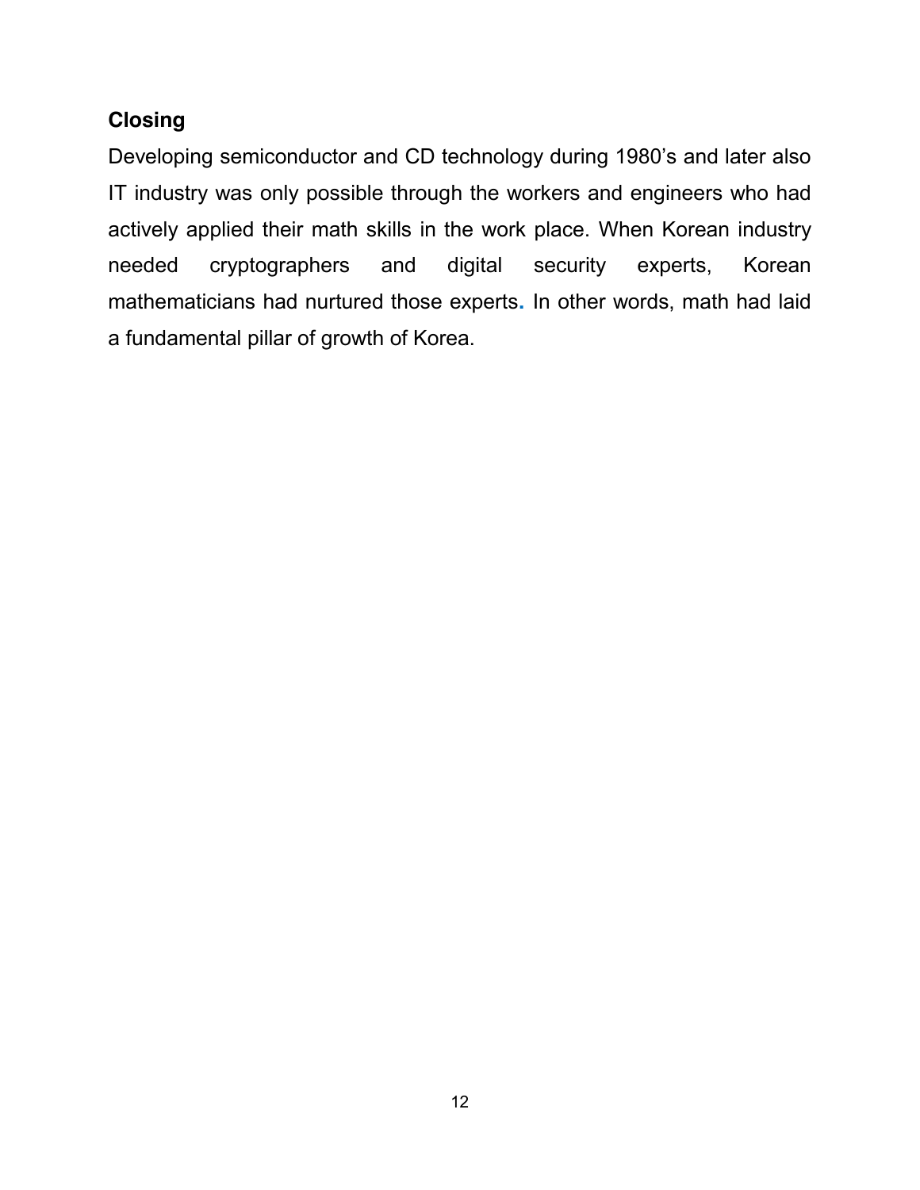## Closing

Developing semiconductor and CD technology during 1980's and later also IT industry was only possible through the workers and engineers who had actively applied their math skills in the work place. When Korean industry needed cryptographers and digital security experts, Korean mathematicians had nurtured those experts. In other words, math had laid a fundamental pillar of growth of Korea.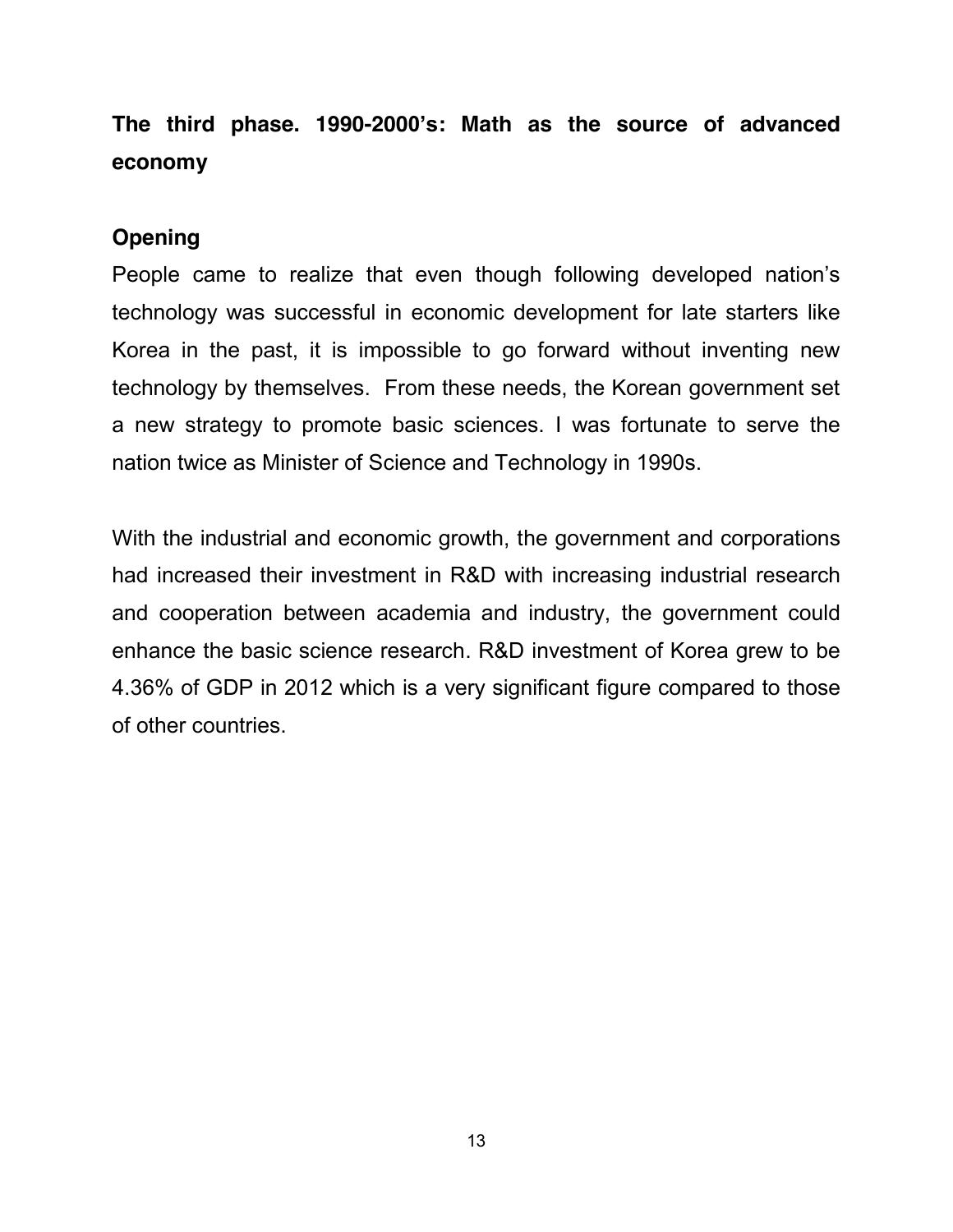## The third phase. 1990-2000's: Math as the source of advanced economy

### Opening

People came to realize that even though following developed nation's technology was successful in economic development for late starters like Korea in the past, it is impossible to go forward without inventing new technology by themselves. From these needs, the Korean government set a new strategy to promote basic sciences. I was fortunate to serve the nation twice as Minister of Science and Technology in 1990s.

With the industrial and economic growth, the government and corporations had increased their investment in R&D with increasing industrial research and cooperation between academia and industry, the government could enhance the basic science research. R&D investment of Korea grew to be 4.36% of GDP in 2012 which is a very significant figure compared to those of other countries.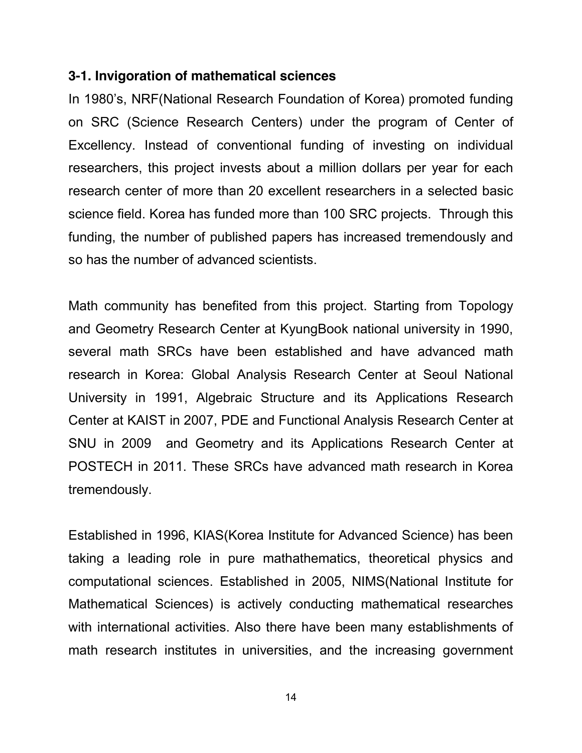### 3-1. Invigoration of mathematical sciences

In 1980's, NRF(National Research Foundation of Korea) promoted funding on SRC (Science Research Centers) under the program of Center of Excellency. Instead of conventional funding of investing on individual researchers, this project invests about a million dollars per year for each research center of more than 20 excellent researchers in a selected basic science field. Korea has funded more than 100 SRC projects. Through this funding, the number of published papers has increased tremendously and so has the number of advanced scientists.

Math community has benefited from this project. Starting from Topology and Geometry Research Center at KyungBook national university in 1990, several math SRCs have been established and have advanced math research in Korea: Global Analysis Research Center at Seoul National University in 1991, Algebraic Structure and its Applications Research Center at KAIST in 2007, PDE and Functional Analysis Research Center at SNU in 2009 and Geometry and its Applications Research Center at POSTECH in 2011. These SRCs have advanced math research in Korea tremendously.

Established in 1996, KIAS(Korea Institute for Advanced Science) has been taking a leading role in pure mathathematics, theoretical physics and computational sciences. Established in 2005, NIMS(National Institute for Mathematical Sciences) is actively conducting mathematical researches with international activities. Also there have been many establishments of math research institutes in universities, and the increasing government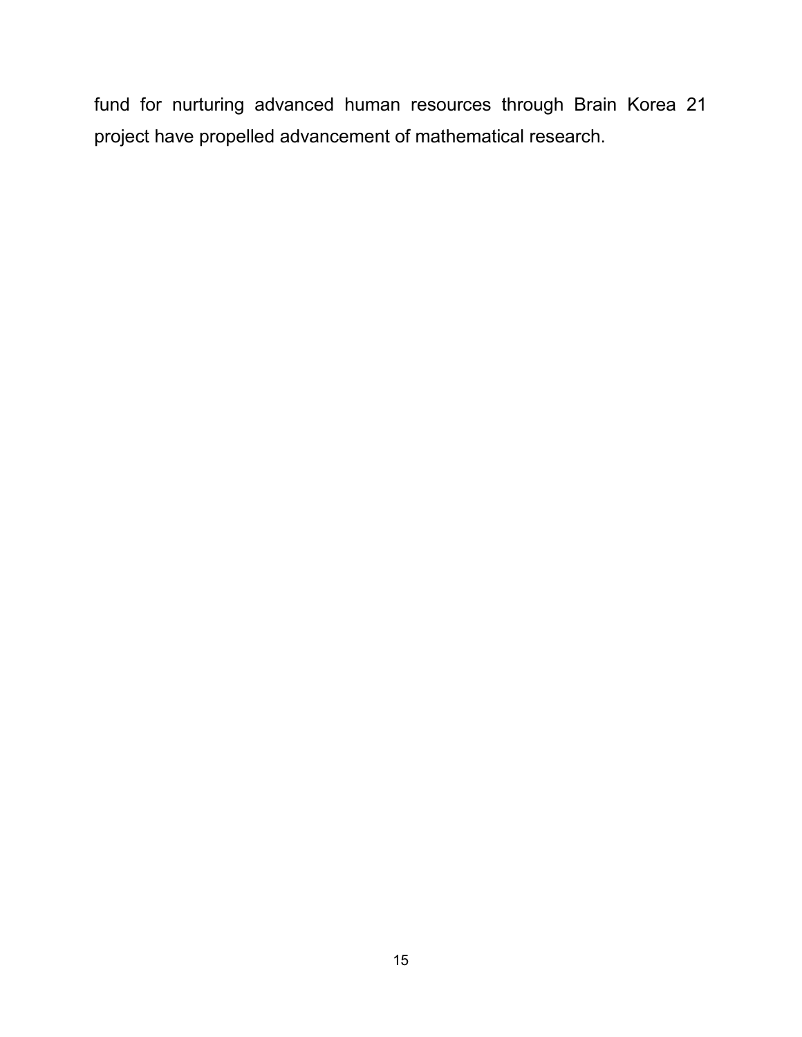fund for nurturing advanced human resources through Brain Korea 21 project have propelled advancement of mathematical research.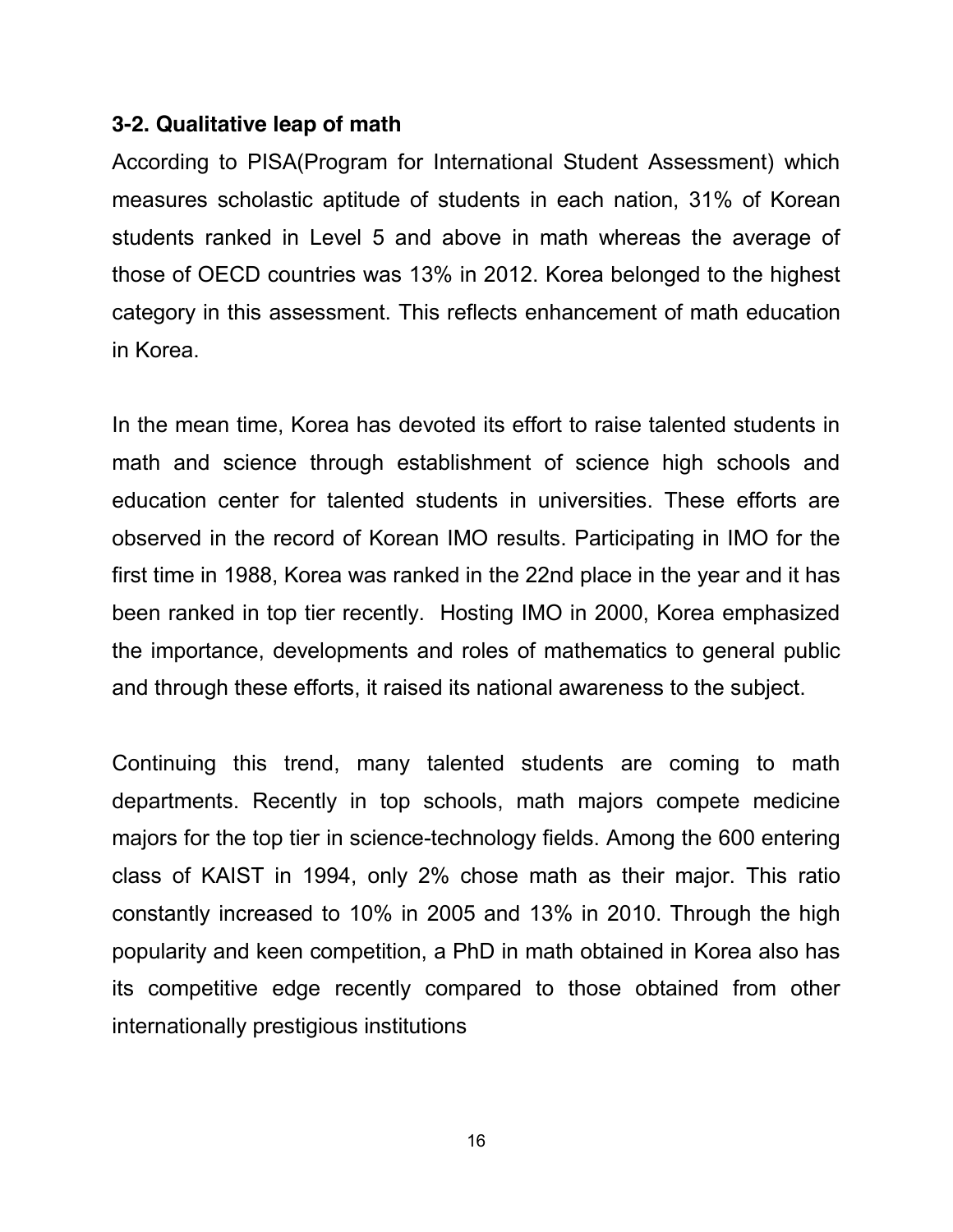### 3-2. Qualitative leap of math

According to PISA(Program for International Student Assessment) which measures scholastic aptitude of students in each nation, 31% of Korean students ranked in Level 5 and above in math whereas the average of those of OECD countries was 13% in 2012. Korea belonged to the highest category in this assessment. This reflects enhancement of math education in Korea.

In the mean time, Korea has devoted its effort to raise talented students in math and science through establishment of science high schools and education center for talented students in universities. These efforts are observed in the record of Korean IMO results. Participating in IMO for the first time in 1988, Korea was ranked in the 22nd place in the year and it has been ranked in top tier recently. Hosting IMO in 2000, Korea emphasized the importance, developments and roles of mathematics to general public and through these efforts, it raised its national awareness to the subject.

Continuing this trend, many talented students are coming to math departments. Recently in top schools, math majors compete medicine majors for the top tier in science-technology fields. Among the 600 entering class of KAIST in 1994, only 2% chose math as their major. This ratio constantly increased to 10% in 2005 and 13% in 2010. Through the high popularity and keen competition, a PhD in math obtained in Korea also has its competitive edge recently compared to those obtained from other internationally prestigious institutions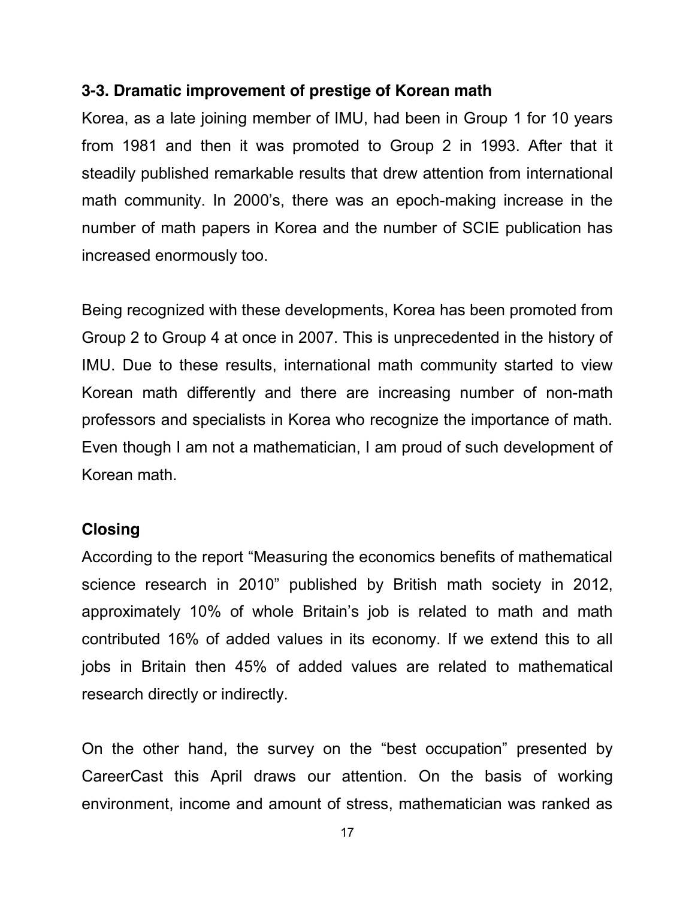### 3-3. Dramatic improvement of prestige of Korean math

Korea, as a late joining member of IMU, had been in Group 1 for 10 years from 1981 and then it was promoted to Group 2 in 1993. After that it steadily published remarkable results that drew attention from international math community. In 2000's, there was an epoch-making increase in the number of math papers in Korea and the number of SCIE publication has increased enormously too.

Being recognized with these developments, Korea has been promoted from Group 2 to Group 4 at once in 2007. This is unprecedented in the history of IMU. Due to these results, international math community started to view Korean math differently and there are increasing number of non-math professors and specialists in Korea who recognize the importance of math. Even though I am not a mathematician, I am proud of such development of Korean math.

### Closing

According to the report "Measuring the economics benefits of mathematical science research in 2010" published by British math society in 2012, approximately 10% of whole Britain's job is related to math and math contributed 16% of added values in its economy. If we extend this to all jobs in Britain then 45% of added values are related to mathematical research directly or indirectly.

On the other hand, the survey on the "best occupation" presented by CareerCast this April draws our attention. On the basis of working environment, income and amount of stress, mathematician was ranked as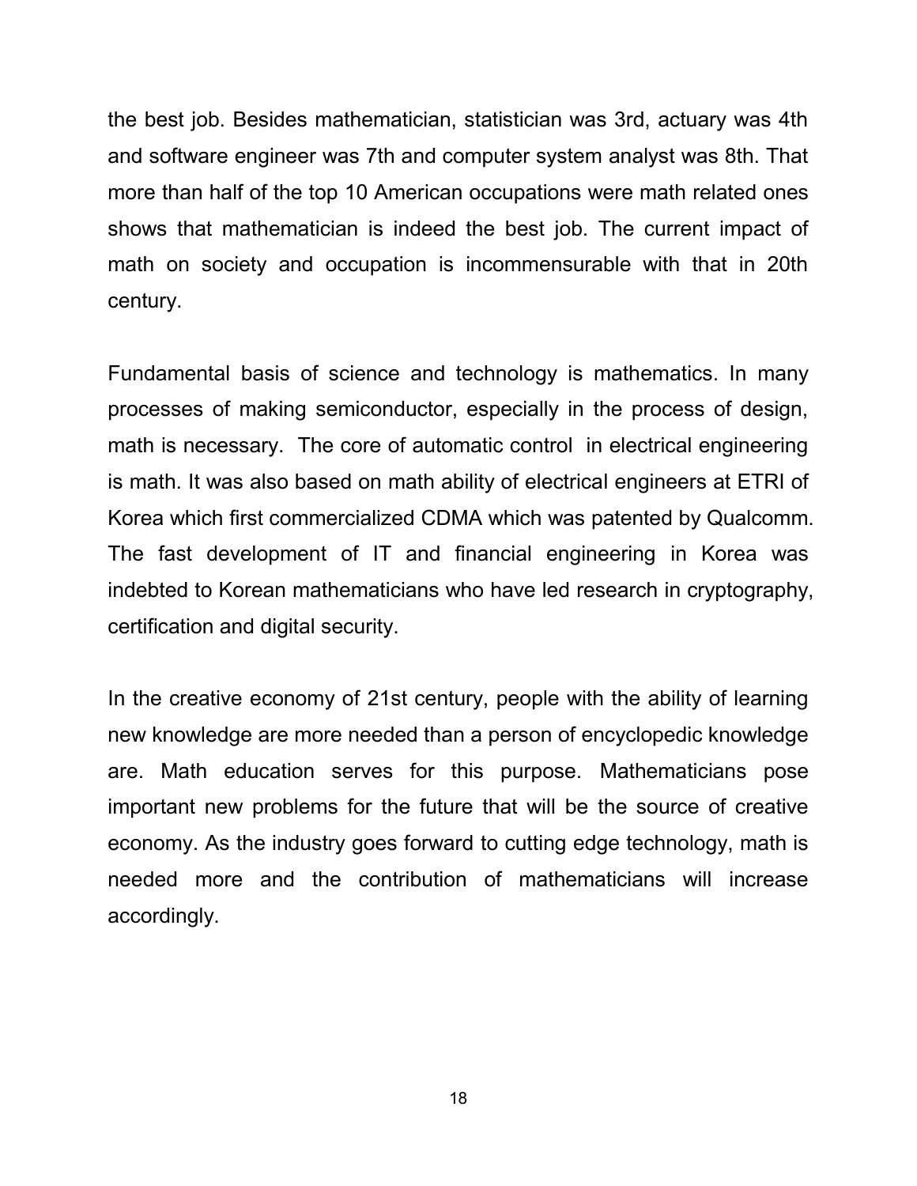the best job. Besides mathematician, statistician was 3rd, actuary was 4th and software engineer was 7th and computer system analyst was 8th. That more than half of the top 10 American occupations were math related ones shows that mathematician is indeed the best job. The current impact of math on society and occupation is incommensurable with that in 20th century.

Fundamental basis of science and technology is mathematics. In many processes of making semiconductor, especially in the process of design, math is necessary. The core of automatic control in electrical engineering is math. It was also based on math ability of electrical engineers at ETRI of Korea which first commercialized CDMA which was patented by Qualcomm. The fast development of IT and financial engineering in Korea was indebted to Korean mathematicians who have led research in cryptography, certification and digital security.

In the creative economy of 21st century, people with the ability of learning new knowledge are more needed than a person of encyclopedic knowledge are. Math education serves for this purpose. Mathematicians pose important new problems for the future that will be the source of creative economy. As the industry goes forward to cutting edge technology, math is needed more and the contribution of mathematicians will increase accordingly.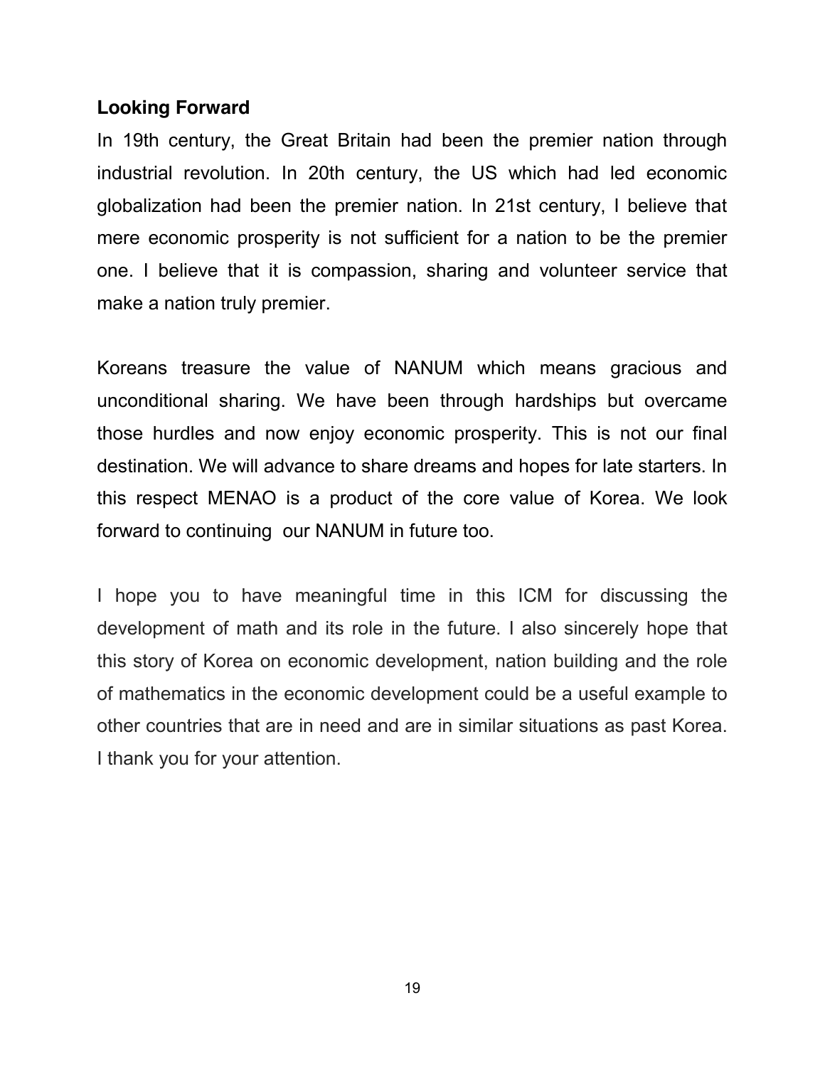## Looking Forward

In 19th century, the Great Britain had been the premier nation through industrial revolution. In 20th century, the US which had led economic globalization had been the premier nation. In 21st century, I believe that mere economic prosperity is not sufficient for a nation to be the premier one. I believe that it is compassion, sharing and volunteer service that make a nation truly premier.

Koreans treasure the value of NANUM which means gracious and unconditional sharing. We have been through hardships but overcame those hurdles and now enjoy economic prosperity. This is not our final destination. We will advance to share dreams and hopes for late starters. In this respect MENAO is a product of the core value of Korea. We look forward to continuing our NANUM in future too.

I hope you to have meaningful time in this ICM for discussing the development of math and its role in the future. I also sincerely hope that this story of Korea on economic development, nation building and the role of mathematics in the economic development could be a useful example to other countries that are in need and are in similar situations as past Korea. I thank you for your attention.